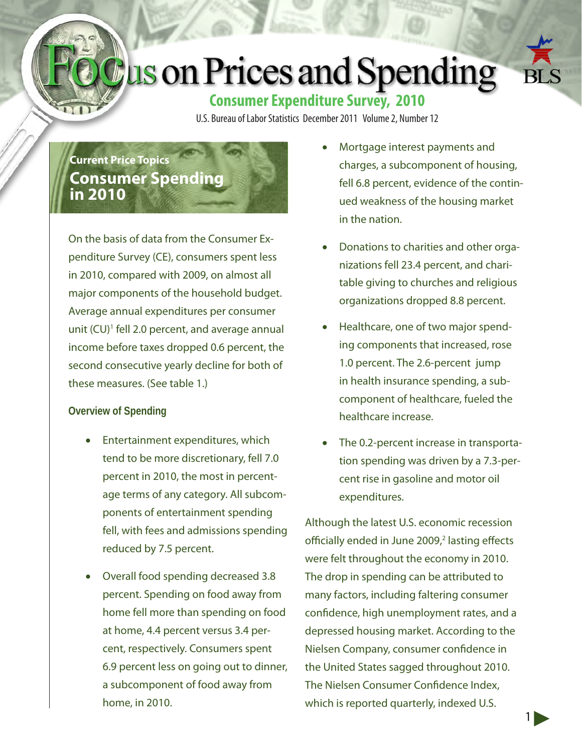# Focus on Prices and Spending

## Consumer Expenditure Survey, 2010

U.S. Bureau of Labor Statistics December 2011 Volume 2, Number 12

Current Price Topics

## Consumer Spending in 2010

On the basis of data from the Consumer Expenditure Survey (CE), consumers spent less in 2010, compared with 2009, on almost all major components of the household budget. Average annual expenditures per consumer unit (CU)[1] fell 2.0 percent, and average annual income before taxes dropped 0.6 percent, the second consecutive yearly decline for both of these measures. (See table 1.)

### Overview of Spending

- Entertainment expenditures, which tend to be more discretionary, fell 7.0 percent in 2010, the most in percentage terms of any category. All subcomponents of entertainment spending fell, with fees and admissions spending reduced by 7.5 percent.
- Overall food spending decreased 3.8 percent. Spending on food away from home fell more than spending on food at home, 4.4 percent versus 3.4 percent, respectively. Consumers spent 6.9 percent less on going out to dinner, a subcomponent of food away from home, in 2010.
- Mortgage interest payments and charges, a subcomponent of housing, fell 6.8 percent, evidence of the continued weakness of the housing market in the nation.
- Donations to charities and other organizations fell 23.4 percent, and charitable giving to churches and religious organizations dropped 8.8 percent.
- Healthcare, one of two major spending components that increased, rose 1.0 percent. The 2.6-percent jump in health insurance spending, a subcomponent of healthcare, fueled the healthcare increase.
- The 0.2-percent increase in transportation spending was driven by a 7.3-percent rise in gasoline and motor oil expenditures.

Although the latest U.S. economic recession officially ended in June 2009,[2] lasting effects were felt throughout the economy in 2010. The drop in spending can be attributed to many factors, including faltering consumer confidence, high unemployment rates, and a depressed housing market. According to the Nielsen Company, consumer confidence in the United States sagged throughout 2010. The Nielsen Consumer Confidence Index, which is reported quarterly, indexed U.S.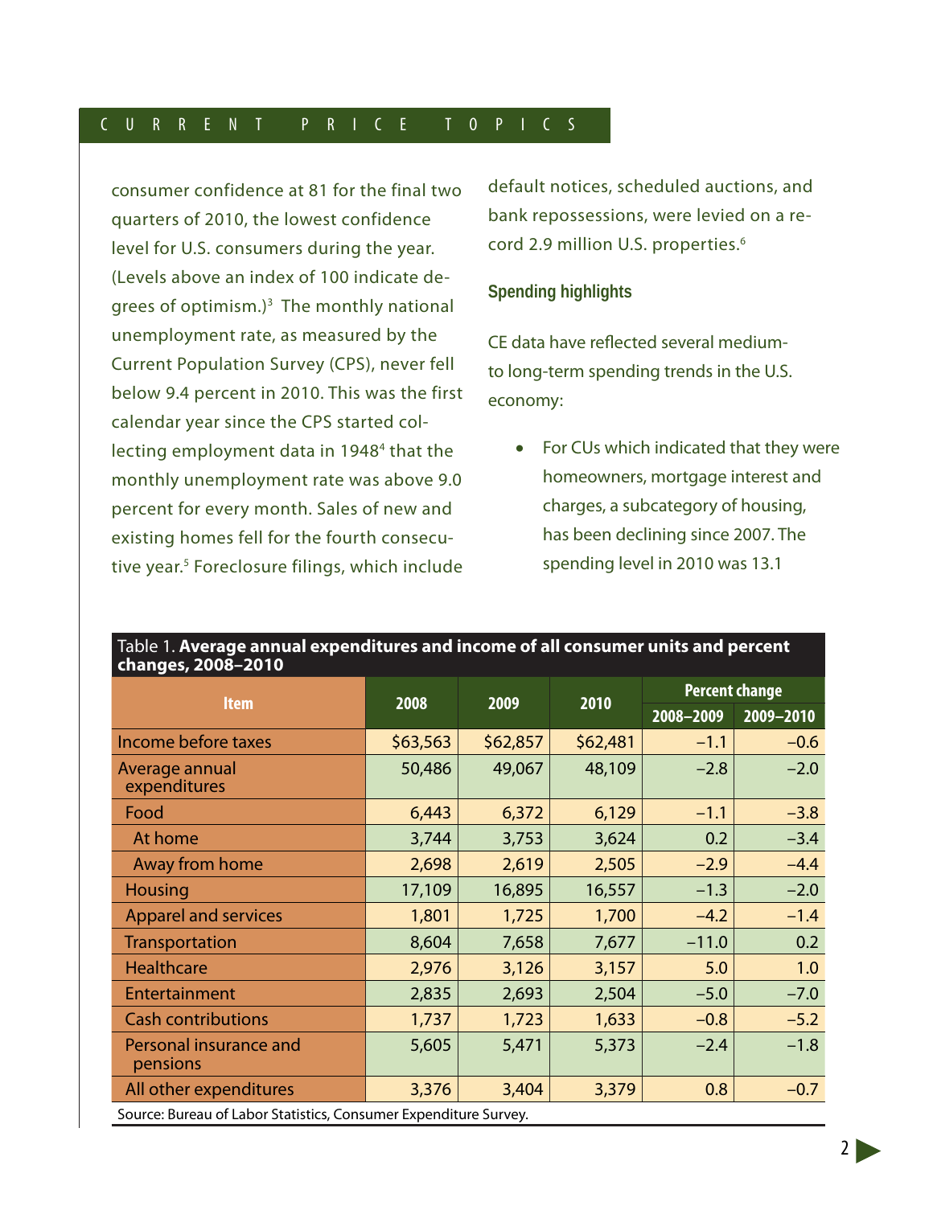consumer confidence at 81 for the final two quarters of 2010, the lowest confidence level for U.S. consumers during the year. (Levels above an index of 100 indicate degrees of optimism.)[3] The monthly national unemployment rate, as measured by the Current Population Survey (CPS), never fell below 9.4 percent in 2010. This was the first calendar year since the CPS started collecting employment data in 1948[4] that the monthly unemployment rate was above 9.0 percent for every month. Sales of new and existing homes fell for the fourth consecutive year.[5] Foreclosure filings, which include default notices, scheduled auctions, and bank repossessions, were levied on a record 2.9 million U.S. properties.[6]

### Spending highlights

CE data have reflected several medium- to long-term spending trends in the U.S. economy:

- For CUs which indicated that they were homeowners, mortgage interest and charges, a subcategory of housing, has been declining since 2007. The spending level in 2010 was 13.1

Table 1. **Average annual expenditures and income of all consumer units and percent changes, 2008–2010**

| Item | 2008 | 2009 | 2010 | Percent change | |
|---|---|---|---|---|---|
| | | | | 2008–2009 | 2009–2010 |
| Income before taxes | $63,563 | $62,857 | $62,481 | –1.1 | –0.6 |
| Average annual expenditures | 50,486 | 49,067 | 48,109 | –2.8 | –2.0 |
| Food | 6,443 | 6,372 | 6,129 | –1.1 | –3.8 |
| At home | 3,744 | 3,753 | 3,624 | 0.2 | –3.4 |
| Away from home | 2,698 | 2,619 | 2,505 | –2.9 | –4.4 |
| Housing | 17,109 | 16,895 | 16,557 | –1.3 | –2.0 |
| Apparel and services | 1,801 | 1,725 | 1,700 | –4.2 | –1.4 |
| Transportation | 8,604 | 7,658 | 7,677 | –11.0 | 0.2 |
| Healthcare | 2,976 | 3,126 | 3,157 | 5.0 | 1.0 |
| Entertainment | 2,835 | 2,693 | 2,504 | –5.0 | –7.0 |
| Cash contributions | 1,737 | 1,723 | 1,633 | –0.8 | –5.2 |
| Personal insurance and pensions | 5,605 | 5,471 | 5,373 | –2.4 | –1.8 |
| All other expenditures | 3,376 | 3,404 | 3,379 | 0.8 | –0.7 |

Source: Bureau of Labor Statistics, Consumer Expenditure Survey.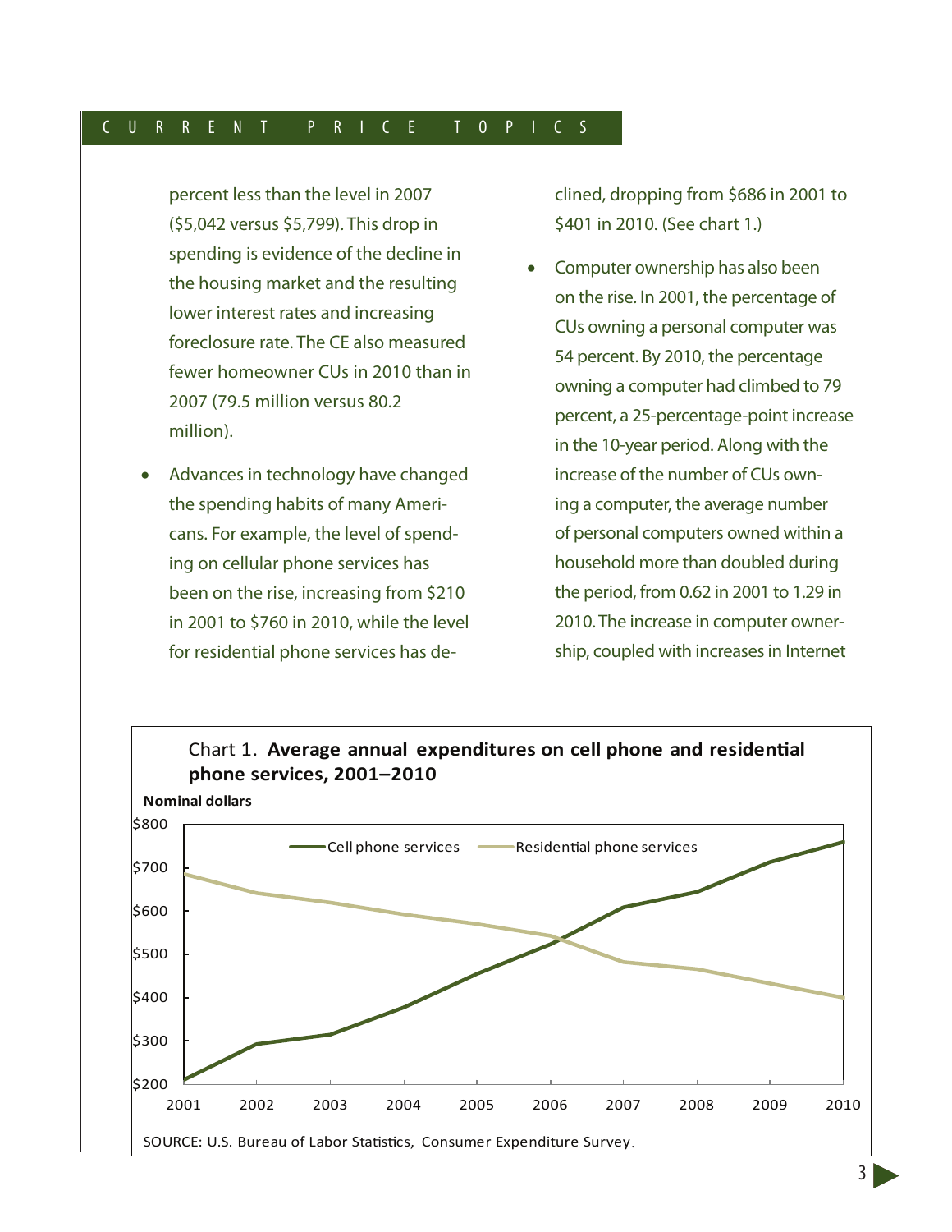percent less than the level in 2007 ($5,042 versus $5,799). This drop in spending is evidence of the decline in the housing market and the resulting lower interest rates and increasing foreclosure rate. The CE also measured fewer homeowner CUs in 2010 than in 2007 (79.5 million versus 80.2 million).

- Advances in technology have changed the spending habits of many Americans. For example, the level of spending on cellular phone services has been on the rise, increasing from $210 in 2001 to $760 in 2010, while the level for residential phone services has declined, dropping from $686 in 2001 to $401 in 2010. (See chart 1.)

- Computer ownership has also been on the rise. In 2001, the percentage of CUs owning a personal computer was 54 percent. By 2010, the percentage owning a computer had climbed to 79 percent, a 25-percentage-point increase in the 10-year period. Along with the increase of the number of CUs owning a computer, the average number of personal computers owned within a household more than doubled during the period, from 0.62 in 2001 to 1.29 in 2010. The increase in computer ownership, coupled with increases in Internet

Chart 1. **Average annual expenditures on cell phone and residential phone services, 2001–2010**

SOURCE: U.S. Bureau of Labor Statistics, Consumer Expenditure Survey.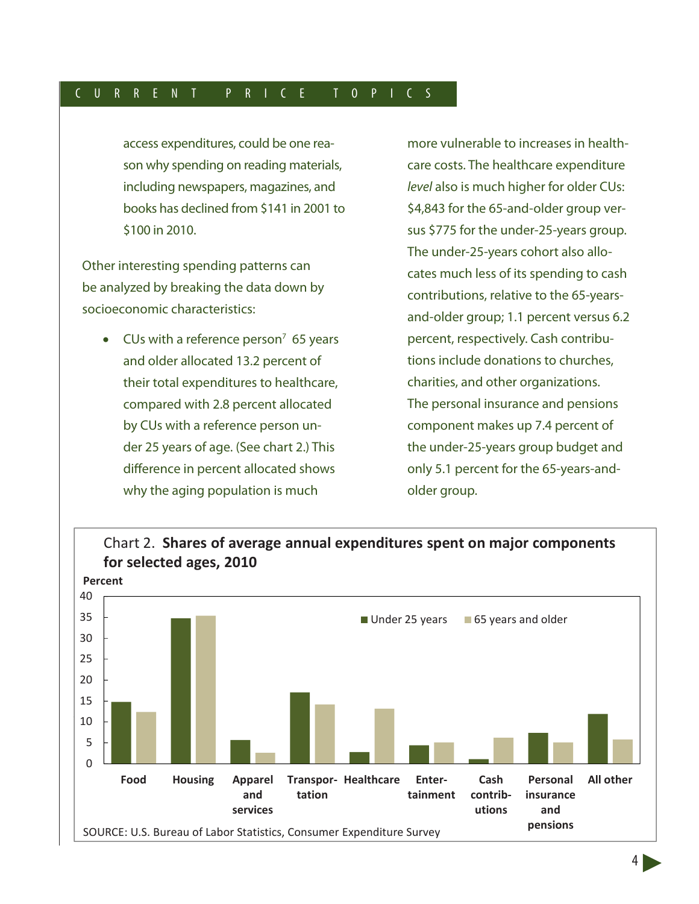access expenditures, could be one reason why spending on reading materials, including newspapers, magazines, and books has declined from $141 in 2001 to $100 in 2010.

Other interesting spending patterns can be analyzed by breaking the data down by socioeconomic characteristics:

- CUs with a reference person[7] 65 years and older allocated 13.2 percent of their total expenditures to healthcare, compared with 2.8 percent allocated by CUs with a reference person under 25 years of age. (See chart 2.) This difference in percent allocated shows why the aging population is much more vulnerable to increases in healthcare costs. The healthcare expenditure *level* also is much higher for older CUs: $4,843 for the 65-and-older group versus $775 for the under-25-years group. The under-25-years cohort also allocates much less of its spending to cash contributions, relative to the 65-years-and-older group; 1.1 percent versus 6.2 percent, respectively. Cash contributions include donations to churches, charities, and other organizations. The personal insurance and pensions component makes up 7.4 percent of the under-25-years group budget and only 5.1 percent for the 65-years-and-older group.

Chart 2. **Shares of average annual expenditures spent on major components for selected ages, 2010**

| Component | Under 25 years (Percent) | 65 years and older (Percent) |
|---|---|---|
| Food | 14.8 | 12.4 |
| Housing | 34.8 | 35.4 |
| Apparel and services | 5.7 | 2.6 |
| Transportation | 17.0 | 14.2 |
| Healthcare | 2.8 | 13.2 |
| Entertainment | 4.4 | 5.1 |
| Cash contributions | 1.1 | 6.2 |
| Personal insurance and pensions | 7.4 | 5.1 |
| All other | 11.9 | 5.8 |

SOURCE: U.S. Bureau of Labor Statistics, Consumer Expenditure Survey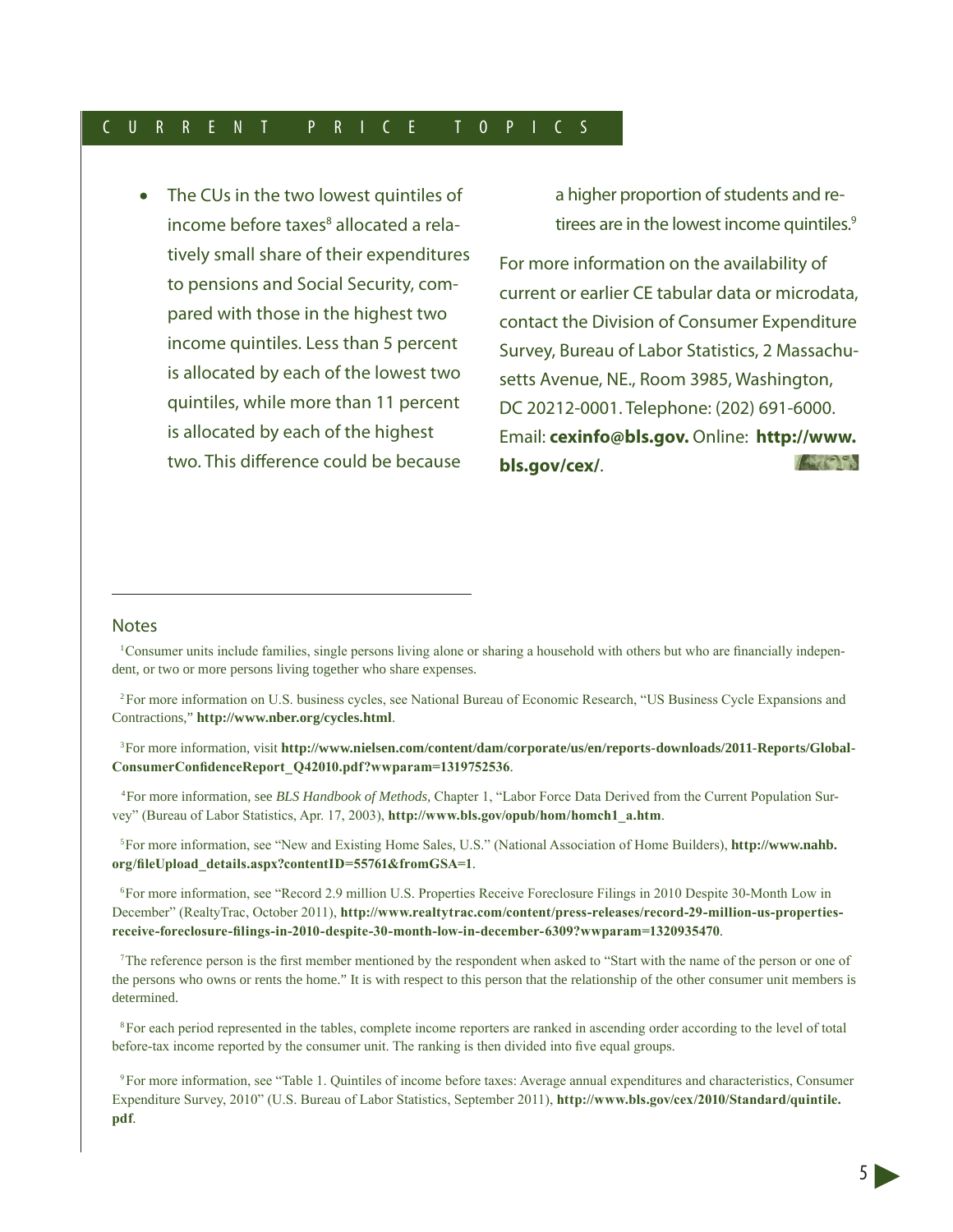- The CUs in the two lowest quintiles of income before taxes[8] allocated a relatively small share of their expenditures to pensions and Social Security, compared with those in the highest two income quintiles. Less than 5 percent is allocated by each of the lowest two quintiles, while more than 11 percent is allocated by each of the highest two. This difference could be because a higher proportion of students and retirees are in the lowest income quintiles.[9]

For more information on the availability of current or earlier CE tabular data or microdata, contact the Division of Consumer Expenditure Survey, Bureau of Labor Statistics, 2 Massachusetts Avenue, NE., Room 3985, Washington, DC 20212-0001. Telephone: (202) 691-6000. Email: **cexinfo@bls.gov.** Online: **http://www.bls.gov/cex/**.

---

## Notes

[1] Consumer units include families, single persons living alone or sharing a household with others but who are financially independent, or two or more persons living together who share expenses.

[2] For more information on U.S. business cycles, see National Bureau of Economic Research, "US Business Cycle Expansions and Contractions," **http://www.nber.org/cycles.html**.

[3] For more information, visit **http://www.nielsen.com/content/dam/corporate/us/en/reports-downloads/2011-Reports/Global-ConsumerConfidenceReport_Q42010.pdf?wwparam=1319752536**.

[4] For more information, see *BLS Handbook of Methods*, Chapter 1, "Labor Force Data Derived from the Current Population Survey" (Bureau of Labor Statistics, Apr. 17, 2003), **http://www.bls.gov/opub/hom/homch1_a.htm**.

[5] For more information, see "New and Existing Home Sales, U.S." (National Association of Home Builders), **http://www.nahb.org/fileUpload_details.aspx?contentID=55761&fromGSA=1**.

[6] For more information, see "Record 2.9 million U.S. Properties Receive Foreclosure Filings in 2010 Despite 30-Month Low in December" (RealtyTrac, October 2011), **http://www.realtytrac.com/content/press-releases/record-29-million-us-properties-receive-foreclosure-filings-in-2010-despite-30-month-low-in-december-6309?wwparam=1320935470**.

[7] The reference person is the first member mentioned by the respondent when asked to "Start with the name of the person or one of the persons who owns or rents the home." It is with respect to this person that the relationship of the other consumer unit members is determined.

[8] For each period represented in the tables, complete income reporters are ranked in ascending order according to the level of total before-tax income reported by the consumer unit. The ranking is then divided into five equal groups.

[9] For more information, see "Table 1. Quintiles of income before taxes: Average annual expenditures and characteristics, Consumer Expenditure Survey, 2010" (U.S. Bureau of Labor Statistics, September 2011), **http://www.bls.gov/cex/2010/Standard/quintile.pdf**.